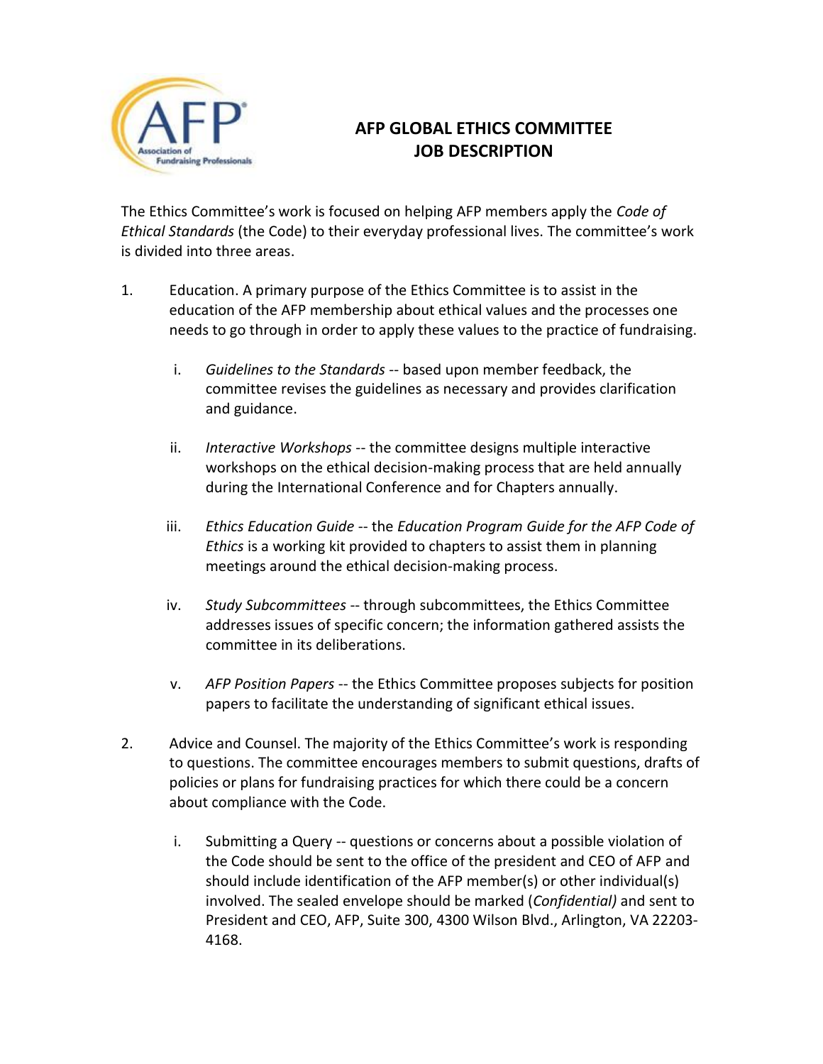# AFP GLOBAL ETHICS COMMITTEE JOB DESCRIPTION

The Ethics Committee's work is focused on helping AFP members apply the *Code of Ethical Standards* (the Code) to their everyday professional lives. The committee's work is divided into three areas.

1. Education. A primary purpose of the Ethics Committee is to assist in the education of the AFP membership about ethical values and the processes one needs to go through in order to apply these values to the practice of fundraising.

    i. *Guidelines to the Standards* -- based upon member feedback, the committee revises the guidelines as necessary and provides clarification and guidance.

    ii. *Interactive Workshops* -- the committee designs multiple interactive workshops on the ethical decision-making process that are held annually during the International Conference and for Chapters annually.

    iii. *Ethics Education Guide* -- the *Education Program Guide for the AFP Code of Ethics* is a working kit provided to chapters to assist them in planning meetings around the ethical decision-making process.

    iv. *Study Subcommittees* -- through subcommittees, the Ethics Committee addresses issues of specific concern; the information gathered assists the committee in its deliberations.

    v. *AFP Position Papers* -- the Ethics Committee proposes subjects for position papers to facilitate the understanding of significant ethical issues.

2. Advice and Counsel. The majority of the Ethics Committee's work is responding to questions. The committee encourages members to submit questions, drafts of policies or plans for fundraising practices for which there could be a concern about compliance with the Code.

    i. Submitting a Query -- questions or concerns about a possible violation of the Code should be sent to the office of the president and CEO of AFP and should include identification of the AFP member(s) or other individual(s) involved. The sealed envelope should be marked (*Confidential)* and sent to President and CEO, AFP, Suite 300, 4300 Wilson Blvd., Arlington, VA 22203-4168.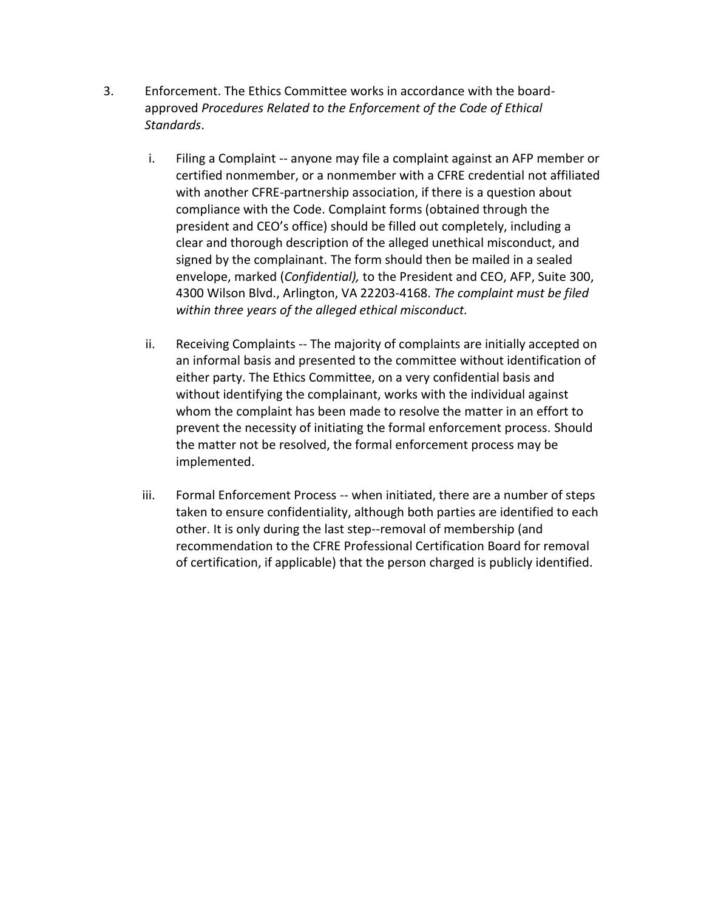3. Enforcement. The Ethics Committee works in accordance with the board-approved *Procedures Related to the Enforcement of the Code of Ethical Standards*.

   i. Filing a Complaint -- anyone may file a complaint against an AFP member or certified nonmember, or a nonmember with a CFRE credential not affiliated with another CFRE-partnership association, if there is a question about compliance with the Code. Complaint forms (obtained through the president and CEO's office) should be filled out completely, including a clear and thorough description of the alleged unethical misconduct, and signed by the complainant. The form should then be mailed in a sealed envelope, marked (*Confidential),* to the President and CEO, AFP, Suite 300, 4300 Wilson Blvd., Arlington, VA 22203-4168. *The complaint must be filed within three years of the alleged ethical misconduct.*

   ii. Receiving Complaints -- The majority of complaints are initially accepted on an informal basis and presented to the committee without identification of either party. The Ethics Committee, on a very confidential basis and without identifying the complainant, works with the individual against whom the complaint has been made to resolve the matter in an effort to prevent the necessity of initiating the formal enforcement process. Should the matter not be resolved, the formal enforcement process may be implemented.

   iii. Formal Enforcement Process -- when initiated, there are a number of steps taken to ensure confidentiality, although both parties are identified to each other. It is only during the last step--removal of membership (and recommendation to the CFRE Professional Certification Board for removal of certification, if applicable) that the person charged is publicly identified.